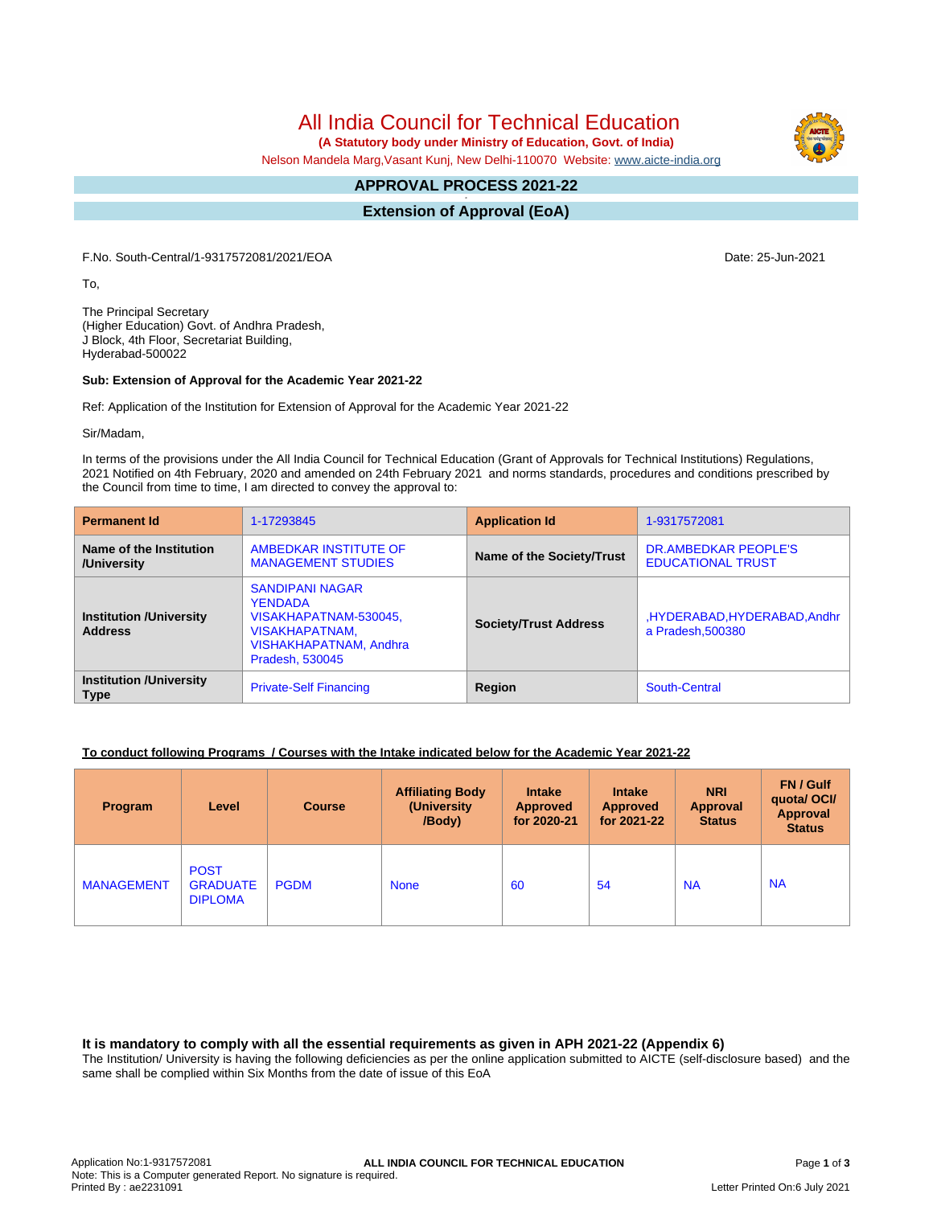# All India Council for Technical Education

**(A Statutory body under Ministry of Education, Govt. of India)**

Nelson Mandela Marg,Vasant Kunj, New Delhi-110070 Website: www.aicte-india.org

## APPROVAL PROCESS 2021-22

## Extension of Approval (EoA)

F.No. South-Central/1-9317572081/2021/EOA

Date: 25-Jun-2021

To,

The Principal Secretary
(Higher Education) Govt. of Andhra Pradesh,
J Block, 4th Floor, Secretariat Building,
Hyderabad-500022

**Sub: Extension of Approval for the Academic Year 2021-22**

Ref: Application of the Institution for Extension of Approval for the Academic Year 2021-22

Sir/Madam,

In terms of the provisions under the All India Council for Technical Education (Grant of Approvals for Technical Institutions) Regulations, 2021 Notified on 4th February, 2020 and amended on 24th February 2021 and norms standards, procedures and conditions prescribed by the Council from time to time, I am directed to convey the approval to:

| **Permanent Id** | 1-17293845 | **Application Id** | 1-9317572081 |
|---|---|---|---|
| **Name of the Institution /University** | AMBEDKAR INSTITUTE OF MANAGEMENT STUDIES | **Name of the Society/Trust** | DR.AMBEDKAR PEOPLE'S EDUCATIONAL TRUST |
| **Institution /University Address** | SANDIPANI NAGAR YENDADA VISAKHAPATNAM-530045, VISAKHAPATNAM, VISHAKHAPATNAM, Andhra Pradesh, 530045 | **Society/Trust Address** | ,HYDERABAD,HYDERABAD,Andhra Pradesh,500380 |
| **Institution /University Type** | Private-Self Financing | **Region** | South-Central |

**To conduct following Programs / Courses with the Intake indicated below for the Academic Year 2021-22**

| Program | Level | Course | Affiliating Body (University /Body) | Intake Approved for 2020-21 | Intake Approved for 2021-22 | NRI Approval Status | FN / Gulf quota/ OCI/ Approval Status |
|---|---|---|---|---|---|---|---|
| MANAGEMENT | POST GRADUATE DIPLOMA | PGDM | None | 60 | 54 | NA | NA |

### It is mandatory to comply with all the essential requirements as given in APH 2021-22 (Appendix 6)

The Institution/ University is having the following deficiencies as per the online application submitted to AICTE (self-disclosure based) and the same shall be complied within Six Months from the date of issue of this EoA

Application No:1-9317572081
Note: This is a Computer generated Report. No signature is required.
Printed By : ae2231091

Letter Printed On:6 July 2021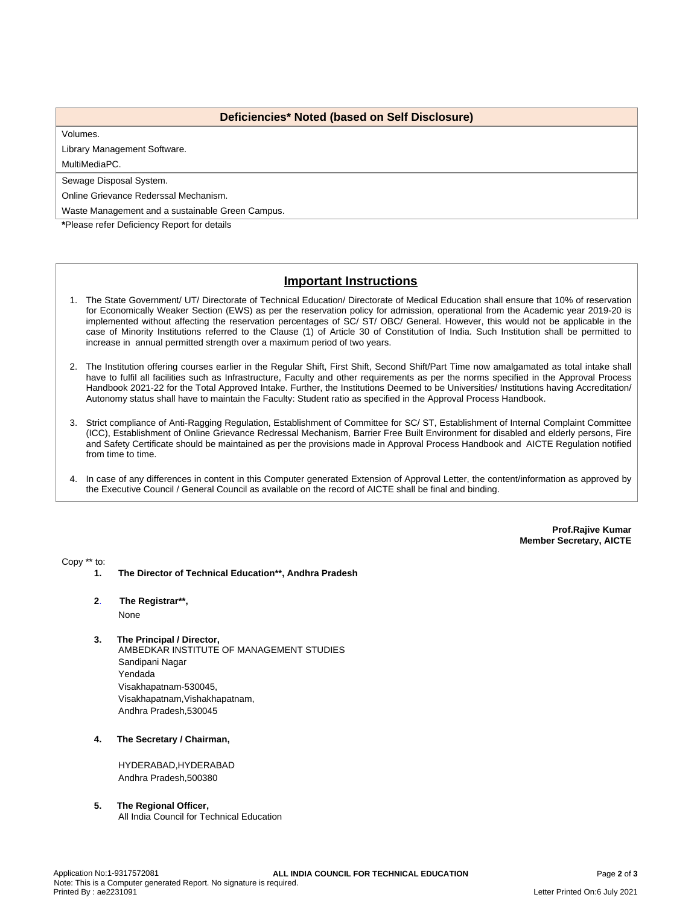| Deficiencies* Noted (based on Self Disclosure) |
|---|
| Volumes. |
| Library Management Software. |
| MultiMediaPC. |
| Sewage Disposal System. |
| Online Grievance Rederssal Mechanism. |
| Waste Management and a sustainable Green Campus. |

***Please refer Deficiency Report for details**

## Important Instructions

1. The State Government/ UT/ Directorate of Technical Education/ Directorate of Medical Education shall ensure that 10% of reservation for Economically Weaker Section (EWS) as per the reservation policy for admission, operational from the Academic year 2019-20 is implemented without affecting the reservation percentages of SC/ ST/ OBC/ General. However, this would not be applicable in the case of Minority Institutions referred to the Clause (1) of Article 30 of Constitution of India. Such Institution shall be permitted to increase in annual permitted strength over a maximum period of two years.

2. The Institution offering courses earlier in the Regular Shift, First Shift, Second Shift/Part Time now amalgamated as total intake shall have to fulfil all facilities such as Infrastructure, Faculty and other requirements as per the norms specified in the Approval Process Handbook 2021-22 for the Total Approved Intake. Further, the Institutions Deemed to be Universities/ Institutions having Accreditation/ Autonomy status shall have to maintain the Faculty: Student ratio as specified in the Approval Process Handbook.

3. Strict compliance of Anti-Ragging Regulation, Establishment of Committee for SC/ ST, Establishment of Internal Complaint Committee (ICC), Establishment of Online Grievance Redressal Mechanism, Barrier Free Built Environment for disabled and elderly persons, Fire and Safety Certificate should be maintained as per the provisions made in Approval Process Handbook and AICTE Regulation notified from time to time.

4. In case of any differences in content in this Computer generated Extension of Approval Letter, the content/information as approved by the Executive Council / General Council as available on the record of AICTE shall be final and binding.

**Prof.Rajive Kumar**
**Member Secretary, AICTE**

Copy ** to:

1. **The Director of Technical Education**, Andhra Pradesh**

2. **The Registrar**,**
   None

3. **The Principal / Director,**
   AMBEDKAR INSTITUTE OF MANAGEMENT STUDIES
   Sandipani Nagar
   Yendada
   Visakhapatnam-530045,
   Visakhapatnam,Vishakhapatnam,
   Andhra Pradesh,530045

4. **The Secretary / Chairman,**

   HYDERABAD,HYDERABAD
   Andhra Pradesh,500380

5. **The Regional Officer,**
   All India Council for Technical Education

Application No:1-9317572081
Note: This is a Computer generated Report. No signature is required.
Printed By : ae2231091
Letter Printed On:6 July 2021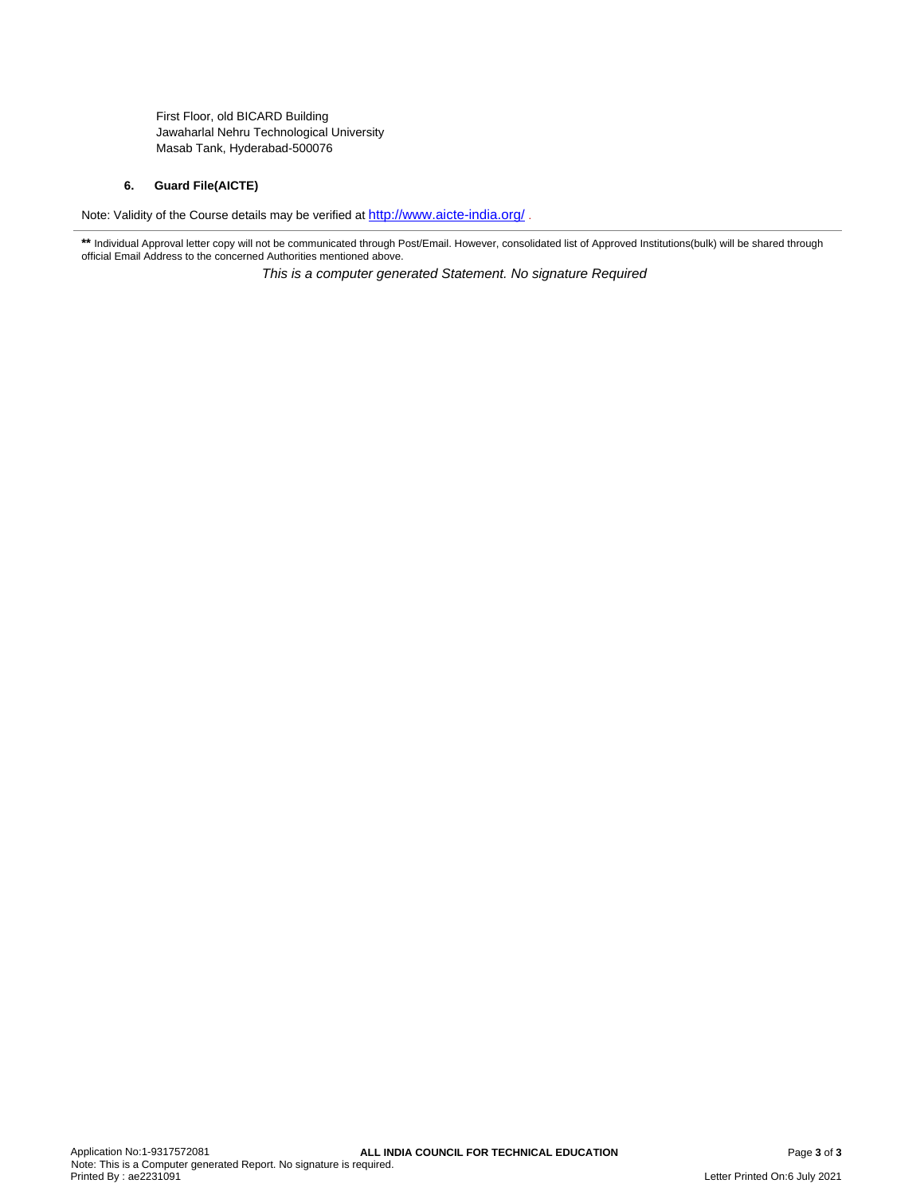First Floor, old BICARD Building
Jawaharlal Nehru Technological University
Masab Tank, Hyderabad-500076

6. **Guard File(AICTE)**

Note: Validity of the Course details may be verified at http://www.aicte-india.org/ .

---

**\*\*** Individual Approval letter copy will not be communicated through Post/Email. However, consolidated list of Approved Institutions(bulk) will be shared through official Email Address to the concerned Authorities mentioned above.

*This is a computer generated Statement. No signature Required*

Application No:1-9317572081
Note: This is a Computer generated Report. No signature is required.
Printed By : ae2231091

Letter Printed On:6 July 2021